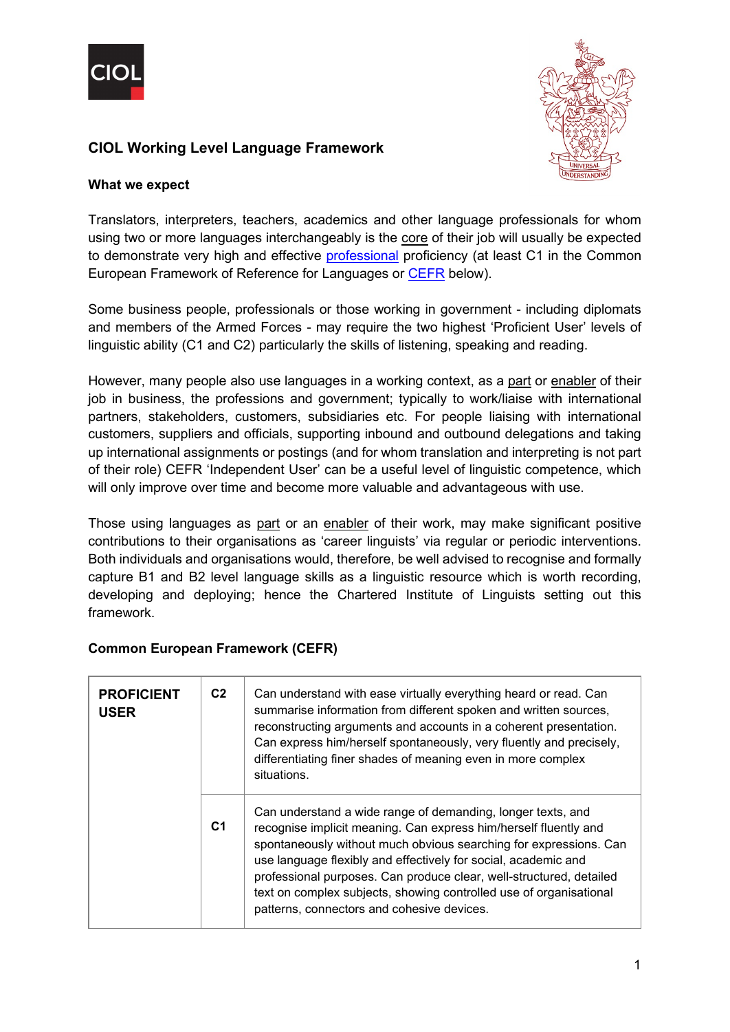# CIOL Working Level Language Framework

## What we expect

Translators, interpreters, teachers, academics and other language professionals for whom using two or more languages interchangeably is the core of their job will usually be expected to demonstrate very high and effective professional proficiency (at least C1 in the Common European Framework of Reference for Languages or CEFR below).

Some business people, professionals or those working in government - including diplomats and members of the Armed Forces - may require the two highest 'Proficient User' levels of linguistic ability (C1 and C2) particularly the skills of listening, speaking and reading.

However, many people also use languages in a working context, as a part or enabler of their job in business, the professions and government; typically to work/liaise with international partners, stakeholders, customers, subsidiaries etc. For people liaising with international customers, suppliers and officials, supporting inbound and outbound delegations and taking up international assignments or postings (and for whom translation and interpreting is not part of their role) CEFR 'Independent User' can be a useful level of linguistic competence, which will only improve over time and become more valuable and advantageous with use.

Those using languages as part or an enabler of their work, may make significant positive contributions to their organisations as 'career linguists' via regular or periodic interventions. Both individuals and organisations would, therefore, be well advised to recognise and formally capture B1 and B2 level language skills as a linguistic resource which is worth recording, developing and deploying; hence the Chartered Institute of Linguists setting out this framework.

## Common European Framework (CEFR)

| | | |
|---|---|---|
| **PROFICIENT USER** | **C2** | Can understand with ease virtually everything heard or read. Can summarise information from different spoken and written sources, reconstructing arguments and accounts in a coherent presentation. Can express him/herself spontaneously, very fluently and precisely, differentiating finer shades of meaning even in more complex situations. |
| | **C1** | Can understand a wide range of demanding, longer texts, and recognise implicit meaning. Can express him/herself fluently and spontaneously without much obvious searching for expressions. Can use language flexibly and effectively for social, academic and professional purposes. Can produce clear, well-structured, detailed text on complex subjects, showing controlled use of organisational patterns, connectors and cohesive devices. |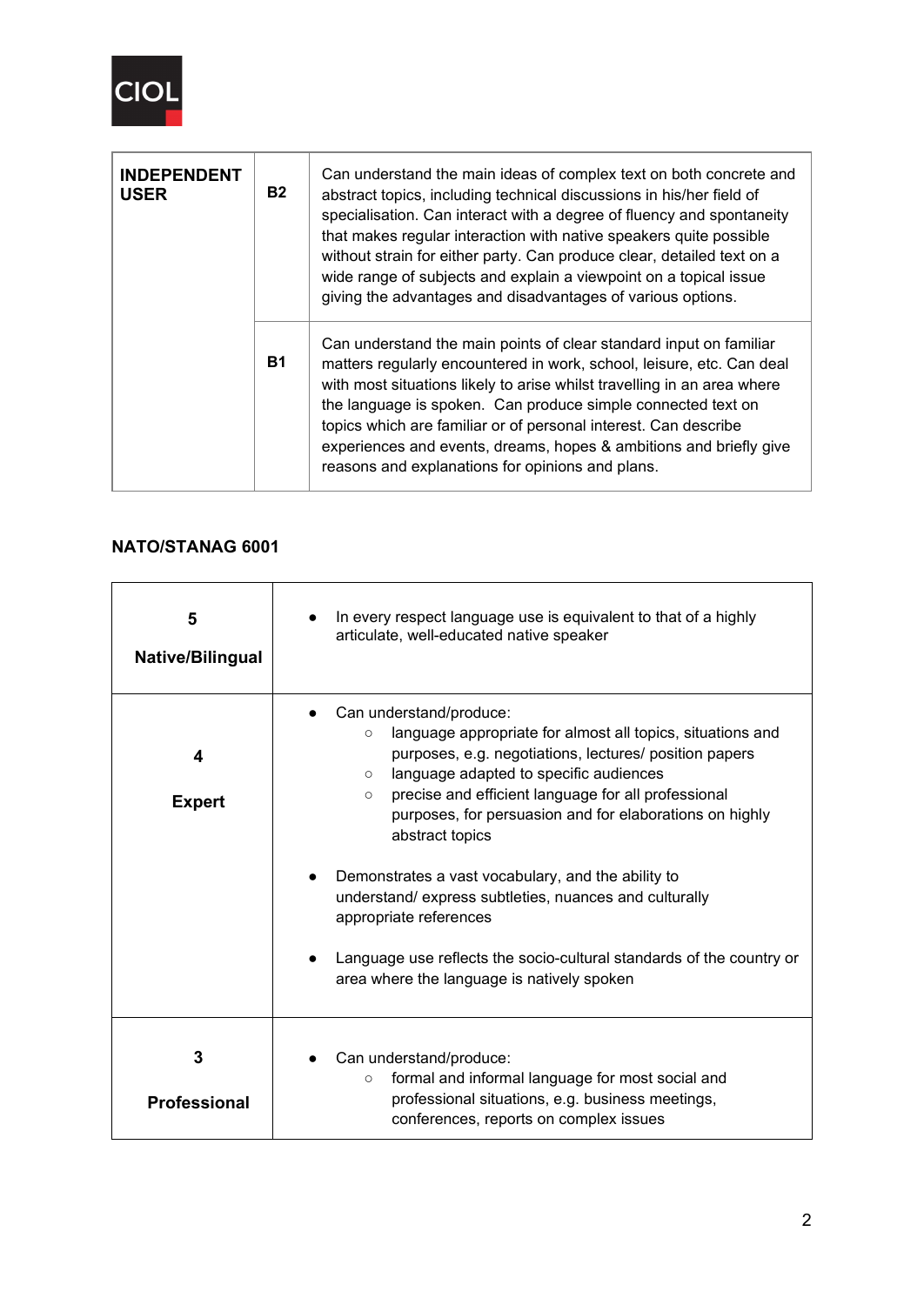| INDEPENDENT USER | B2 | Can understand the main ideas of complex text on both concrete and abstract topics, including technical discussions in his/her field of specialisation. Can interact with a degree of fluency and spontaneity that makes regular interaction with native speakers quite possible without strain for either party. Can produce clear, detailed text on a wide range of subjects and explain a viewpoint on a topical issue giving the advantages and disadvantages of various options. |
|---|---|---|
| | B1 | Can understand the main points of clear standard input on familiar matters regularly encountered in work, school, leisure, etc. Can deal with most situations likely to arise whilst travelling in an area where the language is spoken. Can produce simple connected text on topics which are familiar or of personal interest. Can describe experiences and events, dreams, hopes & ambitions and briefly give reasons and explanations for opinions and plans. |

**NATO/STANAG 6001**

| Level | Description |
|---|---|
| **5** **Native/Bilingual** | • In every respect language use is equivalent to that of a highly articulate, well-educated native speaker |
| **4** **Expert** | • Can understand/produce: ○ language appropriate for almost all topics, situations and purposes, e.g. negotiations, lectures/ position papers ○ language adapted to specific audiences ○ precise and efficient language for all professional purposes, for persuasion and for elaborations on highly abstract topics<br><br>• Demonstrates a vast vocabulary, and the ability to understand/ express subtleties, nuances and culturally appropriate references<br><br>• Language use reflects the socio-cultural standards of the country or area where the language is natively spoken |
| **3** **Professional** | • Can understand/produce: ○ formal and informal language for most social and professional situations, e.g. business meetings, conferences, reports on complex issues |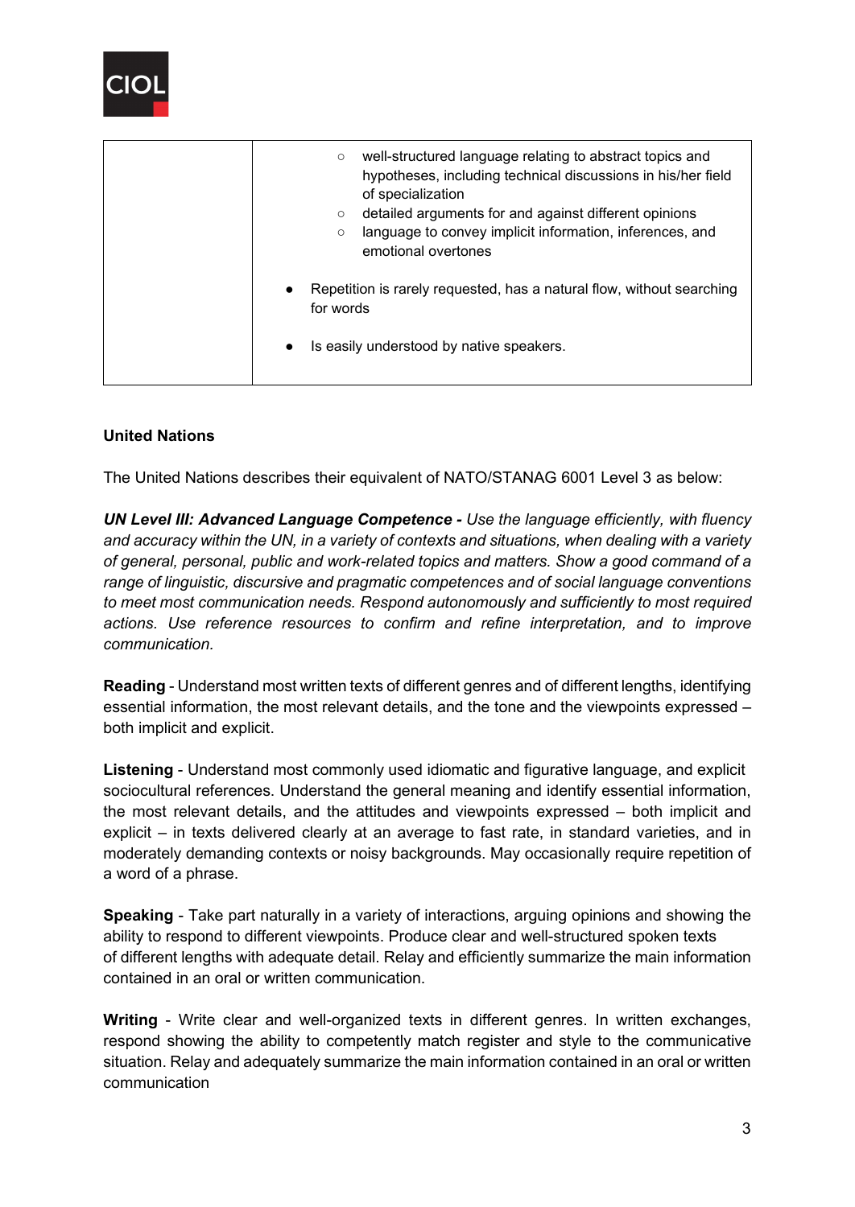| | ○ well-structured language relating to abstract topics and hypotheses, including technical discussions in his/her field of specialization<br>○ detailed arguments for and against different opinions<br>○ language to convey implicit information, inferences, and emotional overtones<br><br>● Repetition is rarely requested, has a natural flow, without searching for words<br><br>● Is easily understood by native speakers. |
|---|---|

**United Nations**

The United Nations describes their equivalent of NATO/STANAG 6001 Level 3 as below:

***UN Level III: Advanced Language Competence -*** *Use the language efficiently, with fluency and accuracy within the UN, in a variety of contexts and situations, when dealing with a variety of general, personal, public and work-related topics and matters. Show a good command of a range of linguistic, discursive and pragmatic competences and of social language conventions to meet most communication needs. Respond autonomously and sufficiently to most required actions. Use reference resources to confirm and refine interpretation, and to improve communication.*

**Reading** - Understand most written texts of different genres and of different lengths, identifying essential information, the most relevant details, and the tone and the viewpoints expressed – both implicit and explicit.

**Listening** - Understand most commonly used idiomatic and figurative language, and explicit sociocultural references. Understand the general meaning and identify essential information, the most relevant details, and the attitudes and viewpoints expressed – both implicit and explicit – in texts delivered clearly at an average to fast rate, in standard varieties, and in moderately demanding contexts or noisy backgrounds. May occasionally require repetition of a word of a phrase.

**Speaking** - Take part naturally in a variety of interactions, arguing opinions and showing the ability to respond to different viewpoints. Produce clear and well-structured spoken texts of different lengths with adequate detail. Relay and efficiently summarize the main information contained in an oral or written communication.

**Writing** - Write clear and well-organized texts in different genres. In written exchanges, respond showing the ability to competently match register and style to the communicative situation. Relay and adequately summarize the main information contained in an oral or written communication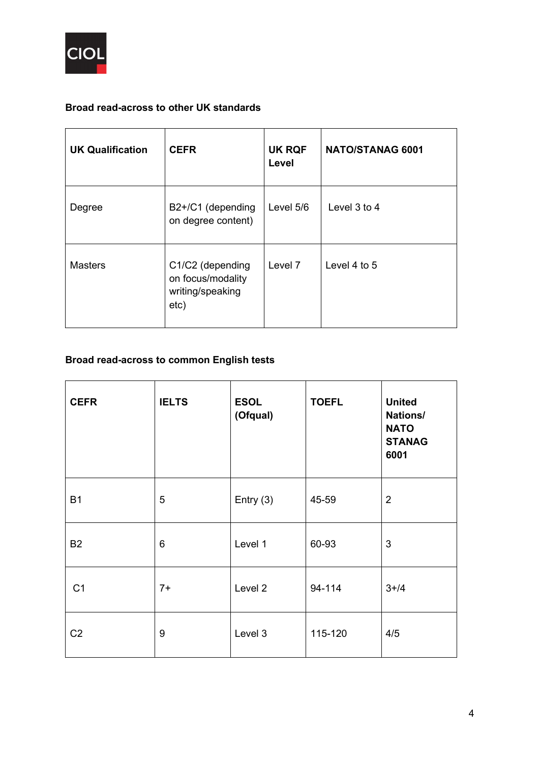**Broad read-across to other UK standards**

| UK Qualification | CEFR | UK RQF Level | NATO/STANAG 6001 |
|---|---|---|---|
| Degree | B2+/C1 (depending on degree content) | Level 5/6 | Level 3 to 4 |
| Masters | C1/C2 (depending on focus/modality writing/speaking etc) | Level 7 | Level 4 to 5 |

**Broad read-across to common English tests**

| CEFR | IELTS | ESOL (Ofqual) | TOEFL | United Nations/ NATO STANAG 6001 |
|---|---|---|---|---|
| B1 | 5 | Entry (3) | 45-59 | 2 |
| B2 | 6 | Level 1 | 60-93 | 3 |
| C1 | 7+ | Level 2 | 94-114 | 3+/4 |
| C2 | 9 | Level 3 | 115-120 | 4/5 |